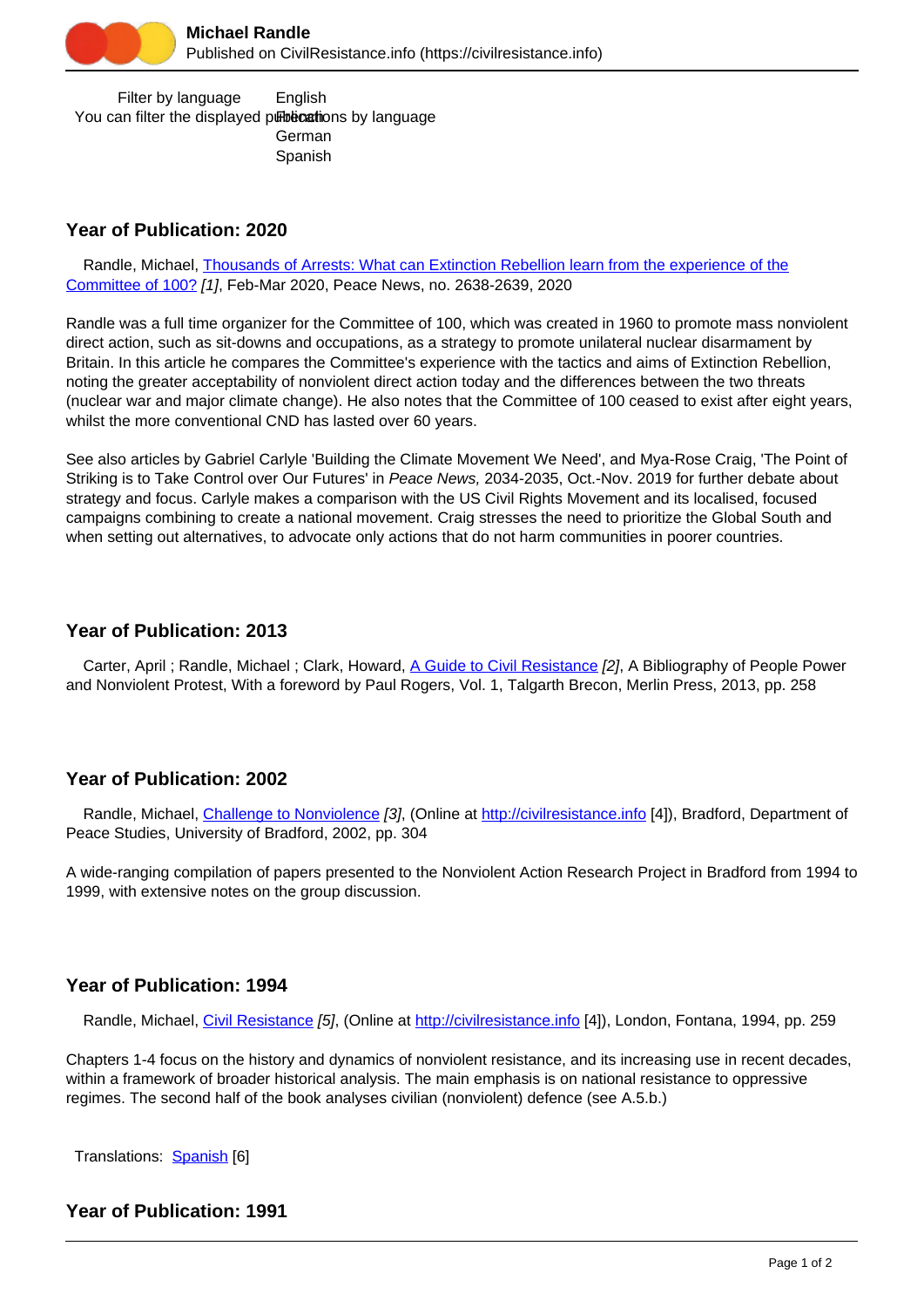# Michael Randle

Published on CivilResistance.info (https://civilresistance.info)

Filter by language
You can filter the displayed publications by language

- English
- French
- German
- Spanish

## Year of Publication: 2020

Randle, Michael, Thousands of Arrests: What can Extinction Rebellion learn from the experience of the Committee of 100? [1], Feb-Mar 2020, Peace News, no. 2638-2639, 2020

Randle was a full time organizer for the Committee of 100, which was created in 1960 to promote mass nonviolent direct action, such as sit-downs and occupations, as a strategy to promote unilateral nuclear disarmament by Britain. In this article he compares the Committee's experience with the tactics and aims of Extinction Rebellion, noting the greater acceptability of nonviolent direct action today and the differences between the two threats (nuclear war and major climate change). He also notes that the Committee of 100 ceased to exist after eight years, whilst the more conventional CND has lasted over 60 years.

See also articles by Gabriel Carlyle 'Building the Climate Movement We Need', and Mya-Rose Craig, 'The Point of Striking is to Take Control over Our Futures' in *Peace News,* 2034-2035, Oct.-Nov. 2019 for further debate about strategy and focus. Carlyle makes a comparison with the US Civil Rights Movement and its localised, focused campaigns combining to create a national movement. Craig stresses the need to prioritize the Global South and when setting out alternatives, to advocate only actions that do not harm communities in poorer countries.

## Year of Publication: 2013

Carter, April ; Randle, Michael ; Clark, Howard, A Guide to Civil Resistance [2], A Bibliography of People Power and Nonviolent Protest, With a foreword by Paul Rogers, Vol. 1, Talgarth Brecon, Merlin Press, 2013, pp. 258

## Year of Publication: 2002

Randle, Michael, Challenge to Nonviolence [3], (Online at http://civilresistance.info [4]), Bradford, Department of Peace Studies, University of Bradford, 2002, pp. 304

A wide-ranging compilation of papers presented to the Nonviolent Action Research Project in Bradford from 1994 to 1999, with extensive notes on the group discussion.

## Year of Publication: 1994

Randle, Michael, Civil Resistance [5], (Online at http://civilresistance.info [4]), London, Fontana, 1994, pp. 259

Chapters 1-4 focus on the history and dynamics of nonviolent resistance, and its increasing use in recent decades, within a framework of broader historical analysis. The main emphasis is on national resistance to oppressive regimes. The second half of the book analyses civilian (nonviolent) defence (see A.5.b.)

Translations: Spanish [6]

## Year of Publication: 1991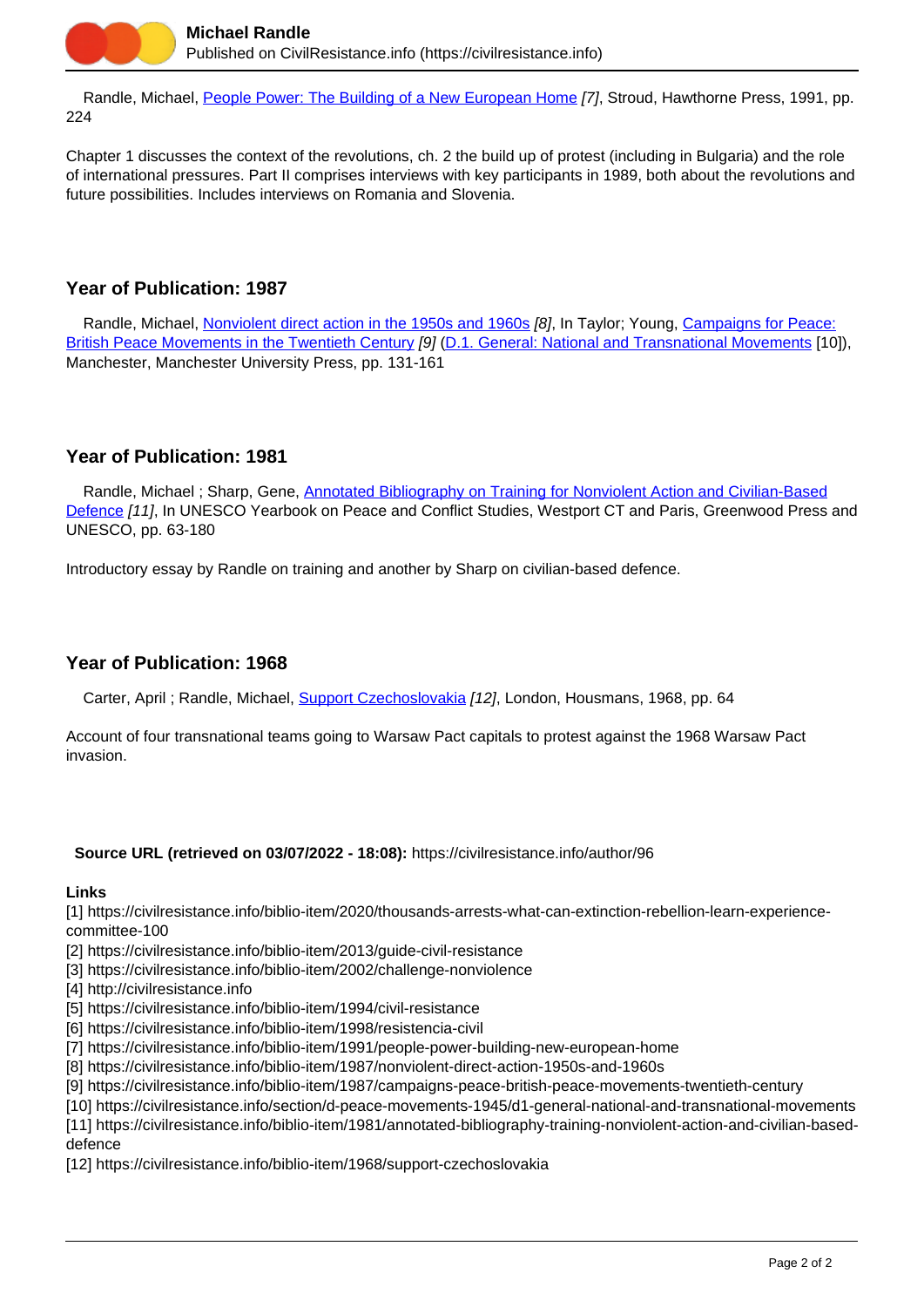Randle, Michael, People Power: The Building of a New European Home [7], Stroud, Hawthorne Press, 1991, pp. 224

Chapter 1 discusses the context of the revolutions, ch. 2 the build up of protest (including in Bulgaria) and the role of international pressures. Part II comprises interviews with key participants in 1989, both about the revolutions and future possibilities. Includes interviews on Romania and Slovenia.

## Year of Publication: 1987

Randle, Michael, Nonviolent direct action in the 1950s and 1960s [8], In Taylor; Young, Campaigns for Peace: British Peace Movements in the Twentieth Century [9] (D.1. General: National and Transnational Movements [10]), Manchester, Manchester University Press, pp. 131-161

## Year of Publication: 1981

Randle, Michael ; Sharp, Gene, Annotated Bibliography on Training for Nonviolent Action and Civilian-Based Defence [11], In UNESCO Yearbook on Peace and Conflict Studies, Westport CT and Paris, Greenwood Press and UNESCO, pp. 63-180

Introductory essay by Randle on training and another by Sharp on civilian-based defence.

## Year of Publication: 1968

Carter, April ; Randle, Michael, Support Czechoslovakia [12], London, Housmans, 1968, pp. 64

Account of four transnational teams going to Warsaw Pact capitals to protest against the 1968 Warsaw Pact invasion.

**Source URL (retrieved on 03/07/2022 - 18:08):** https://civilresistance.info/author/96

**Links**

[1] https://civilresistance.info/biblio-item/2020/thousands-arrests-what-can-extinction-rebellion-learn-experience-committee-100
[2] https://civilresistance.info/biblio-item/2013/guide-civil-resistance
[3] https://civilresistance.info/biblio-item/2002/challenge-nonviolence
[4] http://civilresistance.info
[5] https://civilresistance.info/biblio-item/1994/civil-resistance
[6] https://civilresistance.info/biblio-item/1998/resistencia-civil
[7] https://civilresistance.info/biblio-item/1991/people-power-building-new-european-home
[8] https://civilresistance.info/biblio-item/1987/nonviolent-direct-action-1950s-and-1960s
[9] https://civilresistance.info/biblio-item/1987/campaigns-peace-british-peace-movements-twentieth-century
[10] https://civilresistance.info/section/d-peace-movements-1945/d1-general-national-and-transnational-movements
[11] https://civilresistance.info/biblio-item/1981/annotated-bibliography-training-nonviolent-action-and-civilian-based-defence
[12] https://civilresistance.info/biblio-item/1968/support-czechoslovakia